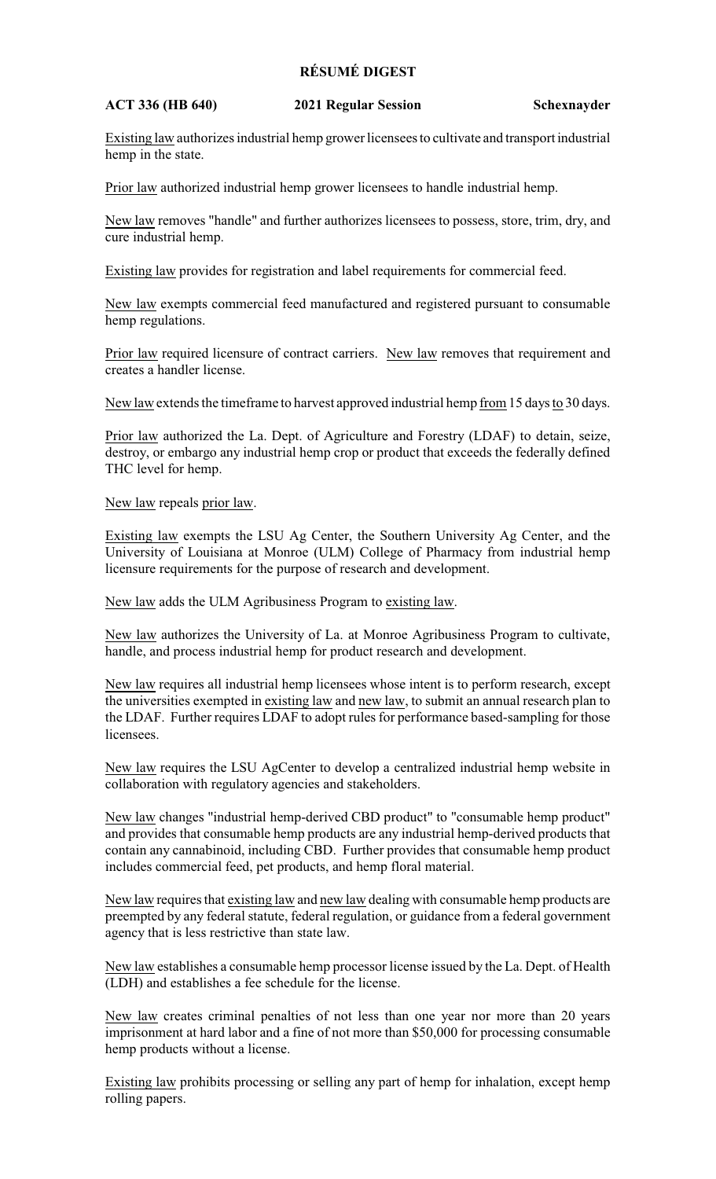# RÉSUMÉ DIGEST

**ACT 336 (HB 640)** **2021 Regular Session** **Schexnayder**

Existing law authorizes industrial hemp grower licensees to cultivate and transport industrial hemp in the state.

Prior law authorized industrial hemp grower licensees to handle industrial hemp.

New law removes "handle" and further authorizes licensees to possess, store, trim, dry, and cure industrial hemp.

Existing law provides for registration and label requirements for commercial feed.

New law exempts commercial feed manufactured and registered pursuant to consumable hemp regulations.

Prior law required licensure of contract carriers. New law removes that requirement and creates a handler license.

New law extends the timeframe to harvest approved industrial hemp from 15 days to 30 days.

Prior law authorized the La. Dept. of Agriculture and Forestry (LDAF) to detain, seize, destroy, or embargo any industrial hemp crop or product that exceeds the federally defined THC level for hemp.

New law repeals prior law.

Existing law exempts the LSU Ag Center, the Southern University Ag Center, and the University of Louisiana at Monroe (ULM) College of Pharmacy from industrial hemp licensure requirements for the purpose of research and development.

New law adds the ULM Agribusiness Program to existing law.

New law authorizes the University of La. at Monroe Agribusiness Program to cultivate, handle, and process industrial hemp for product research and development.

New law requires all industrial hemp licensees whose intent is to perform research, except the universities exempted in existing law and new law, to submit an annual research plan to the LDAF. Further requires LDAF to adopt rules for performance based-sampling for those licensees.

New law requires the LSU AgCenter to develop a centralized industrial hemp website in collaboration with regulatory agencies and stakeholders.

New law changes "industrial hemp-derived CBD product" to "consumable hemp product" and provides that consumable hemp products are any industrial hemp-derived products that contain any cannabinoid, including CBD. Further provides that consumable hemp product includes commercial feed, pet products, and hemp floral material.

New law requires that existing law and new law dealing with consumable hemp products are preempted by any federal statute, federal regulation, or guidance from a federal government agency that is less restrictive than state law.

New law establishes a consumable hemp processor license issued by the La. Dept. of Health (LDH) and establishes a fee schedule for the license.

New law creates criminal penalties of not less than one year nor more than 20 years imprisonment at hard labor and a fine of not more than $50,000 for processing consumable hemp products without a license.

Existing law prohibits processing or selling any part of hemp for inhalation, except hemp rolling papers.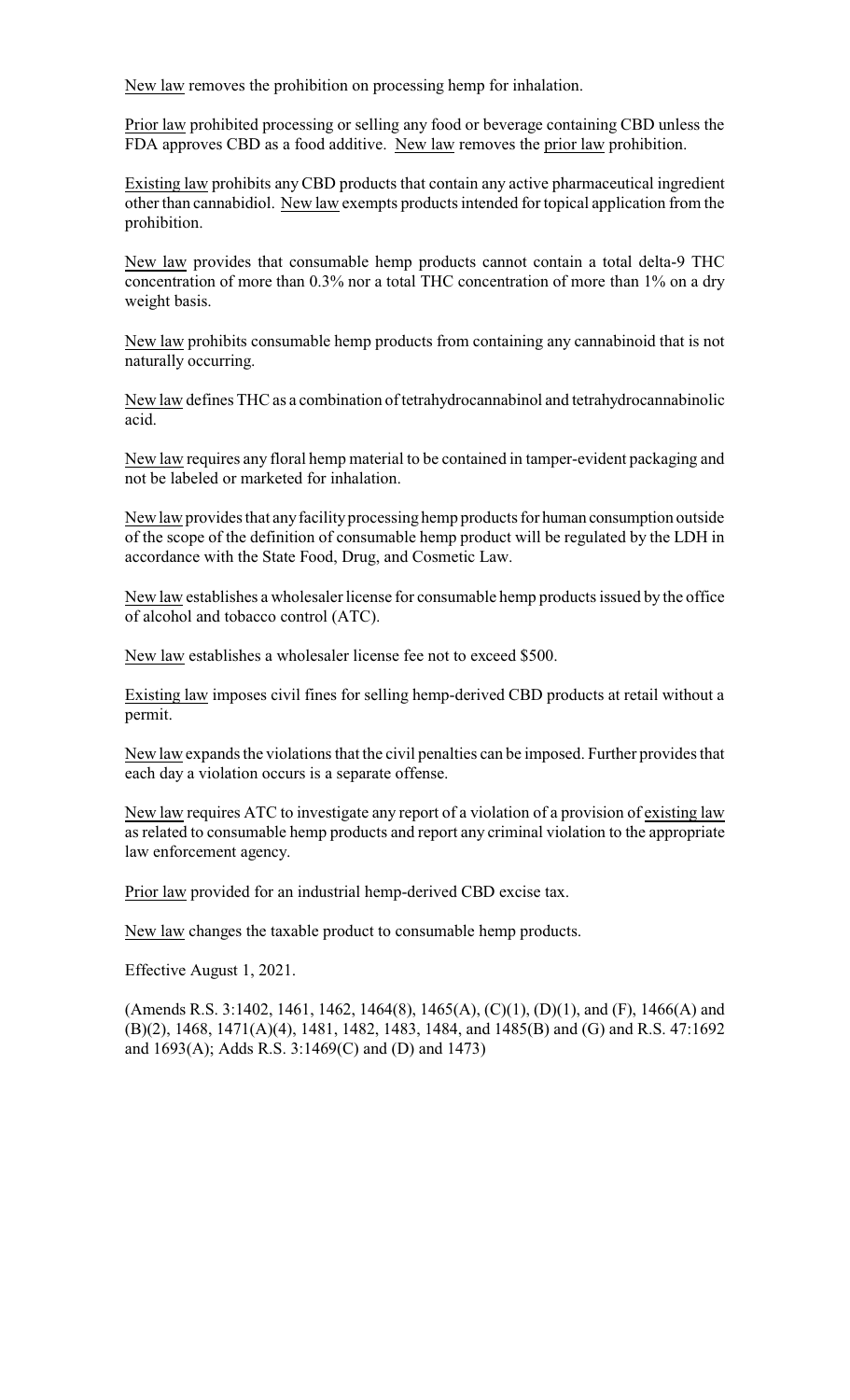New law removes the prohibition on processing hemp for inhalation.

Prior law prohibited processing or selling any food or beverage containing CBD unless the FDA approves CBD as a food additive. New law removes the prior law prohibition.

Existing law prohibits any CBD products that contain any active pharmaceutical ingredient other than cannabidiol. New law exempts products intended for topical application from the prohibition.

New law provides that consumable hemp products cannot contain a total delta-9 THC concentration of more than 0.3% nor a total THC concentration of more than 1% on a dry weight basis.

New law prohibits consumable hemp products from containing any cannabinoid that is not naturally occurring.

New law defines THC as a combination of tetrahydrocannabinol and tetrahydrocannabinolic acid.

New law requires any floral hemp material to be contained in tamper-evident packaging and not be labeled or marketed for inhalation.

New law provides that any facility processing hemp products for human consumption outside of the scope of the definition of consumable hemp product will be regulated by the LDH in accordance with the State Food, Drug, and Cosmetic Law.

New law establishes a wholesaler license for consumable hemp products issued by the office of alcohol and tobacco control (ATC).

New law establishes a wholesaler license fee not to exceed $500.

Existing law imposes civil fines for selling hemp-derived CBD products at retail without a permit.

New law expands the violations that the civil penalties can be imposed. Further provides that each day a violation occurs is a separate offense.

New law requires ATC to investigate any report of a violation of a provision of existing law as related to consumable hemp products and report any criminal violation to the appropriate law enforcement agency.

Prior law provided for an industrial hemp-derived CBD excise tax.

New law changes the taxable product to consumable hemp products.

Effective August 1, 2021.

(Amends R.S. 3:1402, 1461, 1462, 1464(8), 1465(A), (C)(1), (D)(1), and (F), 1466(A) and (B)(2), 1468, 1471(A)(4), 1481, 1482, 1483, 1484, and 1485(B) and (G) and R.S. 47:1692 and 1693(A); Adds R.S. 3:1469(C) and (D) and 1473)